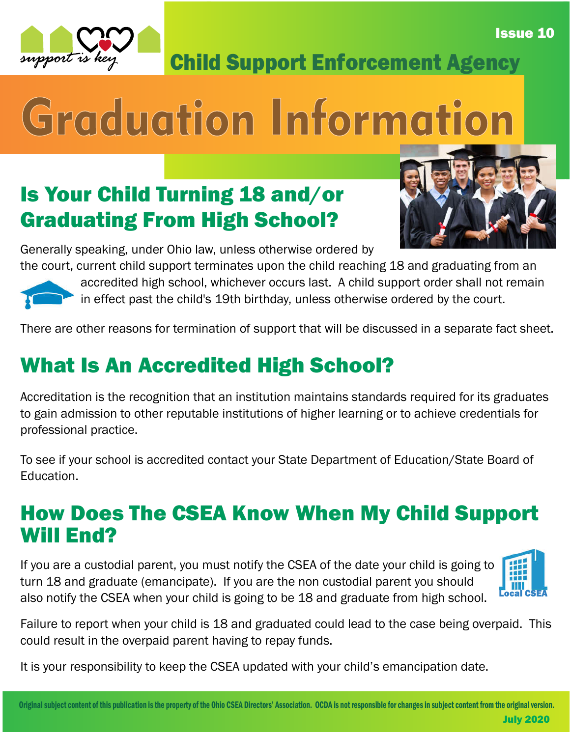Child Support Enforcement Agency

# Graduation Information

## Is Your Child Turning 18 and/or Graduating From High School?

Generally speaking, under Ohio law, unless otherwise ordered by the court, current child support terminates upon the child reaching 18 and graduating from an accredited high school, whichever occurs last. A child support order shall not remain in effect past the child's 19th birthday, unless otherwise ordered by the court.

There are other reasons for termination of support that will be discussed in a separate fact sheet.

## What Is An Accredited High School?

Accreditation is the recognition that an institution maintains standards required for its graduates to gain admission to other reputable institutions of higher learning or to achieve credentials for professional practice.

To see if your school is accredited contact your State Department of Education/State Board of Education.

## How Does The CSEA Know When My Child Support Will End?

If you are a custodial parent, you must notify the CSEA of the date your child is going to turn 18 and graduate (emancipate). If you are the non custodial parent you should also notify the CSEA when your child is going to be 18 and graduate from high school.

Failure to report when your child is 18 and graduated could lead to the case being overpaid. This could result in the overpaid parent having to repay funds.

It is your responsibility to keep the CSEA updated with your child's emancipation date.

Original subject content of this publication is the property of the Ohio CSEA Directors' Association. OCDA is not responsible for changes in subject content from the original version.

July 2020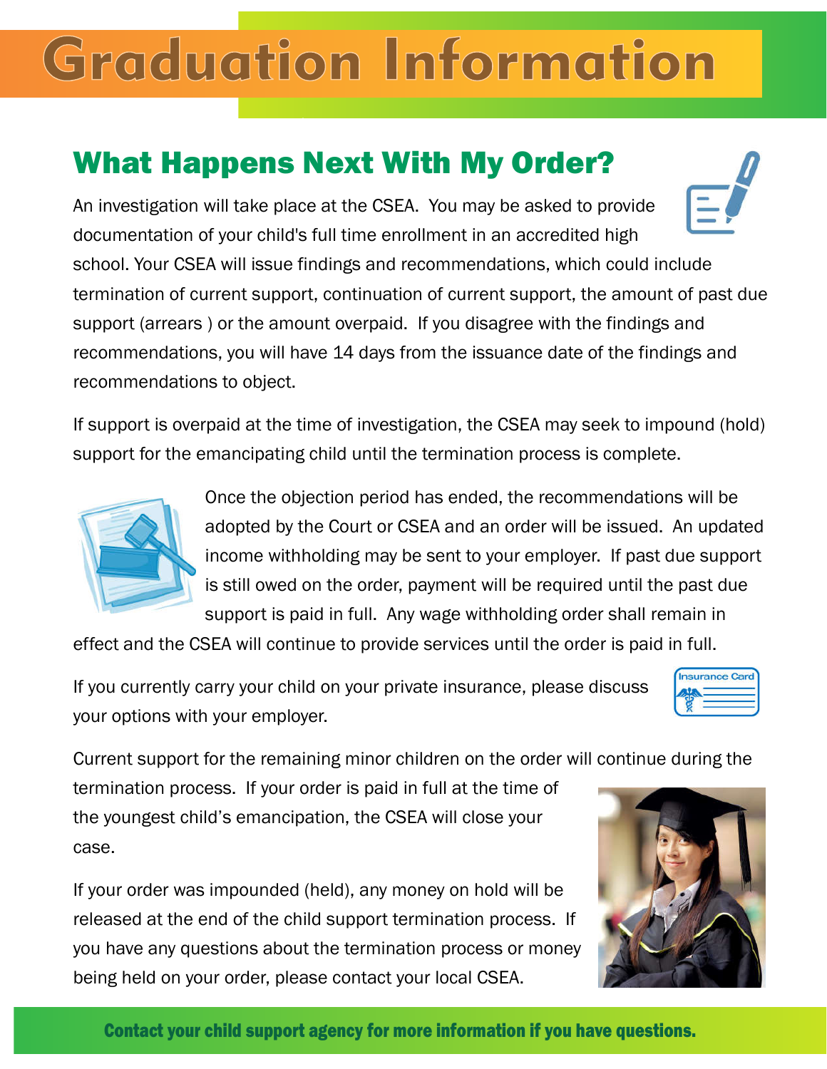# Graduation Information

## What Happens Next With My Order?

An investigation will take place at the CSEA. You may be asked to provide documentation of your child's full time enrollment in an accredited high school. Your CSEA will issue findings and recommendations, which could include termination of current support, continuation of current support, the amount of past due support (arrears ) or the amount overpaid. If you disagree with the findings and recommendations, you will have 14 days from the issuance date of the findings and recommendations to object.

If support is overpaid at the time of investigation, the CSEA may seek to impound (hold) support for the emancipating child until the termination process is complete.

Once the objection period has ended, the recommendations will be adopted by the Court or CSEA and an order will be issued. An updated income withholding may be sent to your employer. If past due support is still owed on the order, payment will be required until the past due support is paid in full. Any wage withholding order shall remain in effect and the CSEA will continue to provide services until the order is paid in full.

If you currently carry your child on your private insurance, please discuss your options with your employer.

Current support for the remaining minor children on the order will continue during the termination process. If your order is paid in full at the time of the youngest child's emancipation, the CSEA will close your case.

If your order was impounded (held), any money on hold will be released at the end of the child support termination process. If you have any questions about the termination process or money being held on your order, please contact your local CSEA.

**Contact your child support agency for more information if you have questions.**